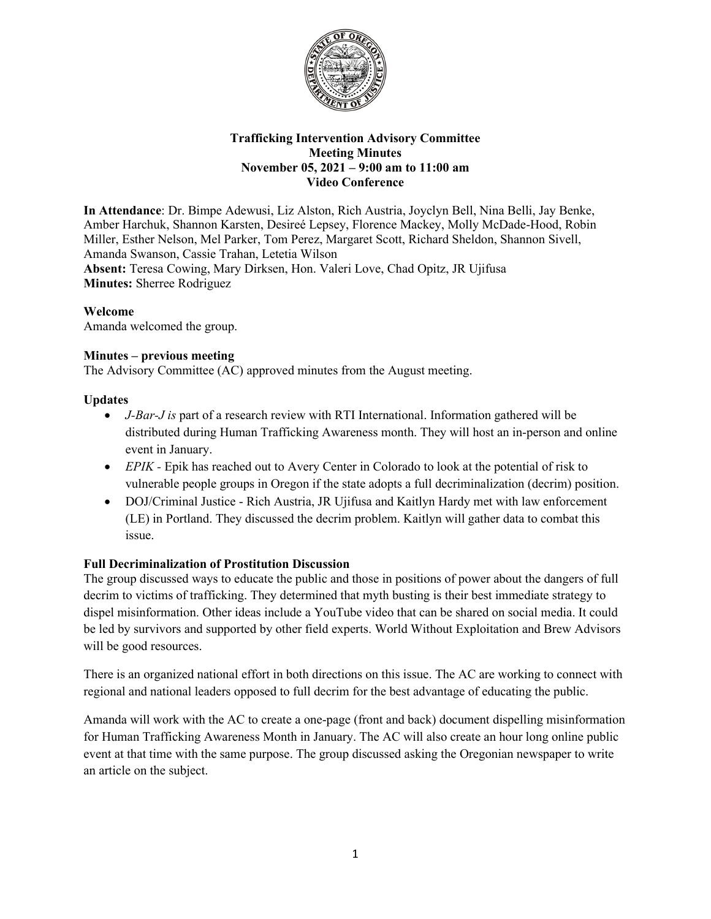**Trafficking Intervention Advisory Committee**
**Meeting Minutes**
**November 05, 2021 – 9:00 am to 11:00 am**
**Video Conference**

**In Attendance**: Dr. Bimpe Adewusi, Liz Alston, Rich Austria, Joyclyn Bell, Nina Belli, Jay Benke, Amber Harchuk, Shannon Karsten, Desireé Lepsey, Florence Mackey, Molly McDade-Hood, Robin Miller, Esther Nelson, Mel Parker, Tom Perez, Margaret Scott, Richard Sheldon, Shannon Sivell, Amanda Swanson, Cassie Trahan, Letetia Wilson
**Absent:** Teresa Cowing, Mary Dirksen, Hon. Valeri Love, Chad Opitz, JR Ujifusa
**Minutes:** Sherree Rodriguez

**Welcome**
Amanda welcomed the group.

**Minutes – previous meeting**
The Advisory Committee (AC) approved minutes from the August meeting.

**Updates**

- *J-Bar-J is* part of a research review with RTI International. Information gathered will be distributed during Human Trafficking Awareness month. They will host an in-person and online event in January.
- *EPIK* - Epik has reached out to Avery Center in Colorado to look at the potential of risk to vulnerable people groups in Oregon if the state adopts a full decriminalization (decrim) position.
- DOJ/Criminal Justice - Rich Austria, JR Ujifusa and Kaitlyn Hardy met with law enforcement (LE) in Portland. They discussed the decrim problem. Kaitlyn will gather data to combat this issue.

**Full Decriminalization of Prostitution Discussion**
The group discussed ways to educate the public and those in positions of power about the dangers of full decrim to victims of trafficking. They determined that myth busting is their best immediate strategy to dispel misinformation. Other ideas include a YouTube video that can be shared on social media. It could be led by survivors and supported by other field experts. World Without Exploitation and Brew Advisors will be good resources.

There is an organized national effort in both directions on this issue. The AC are working to connect with regional and national leaders opposed to full decrim for the best advantage of educating the public.

Amanda will work with the AC to create a one-page (front and back) document dispelling misinformation for Human Trafficking Awareness Month in January. The AC will also create an hour long online public event at that time with the same purpose. The group discussed asking the Oregonian newspaper to write an article on the subject.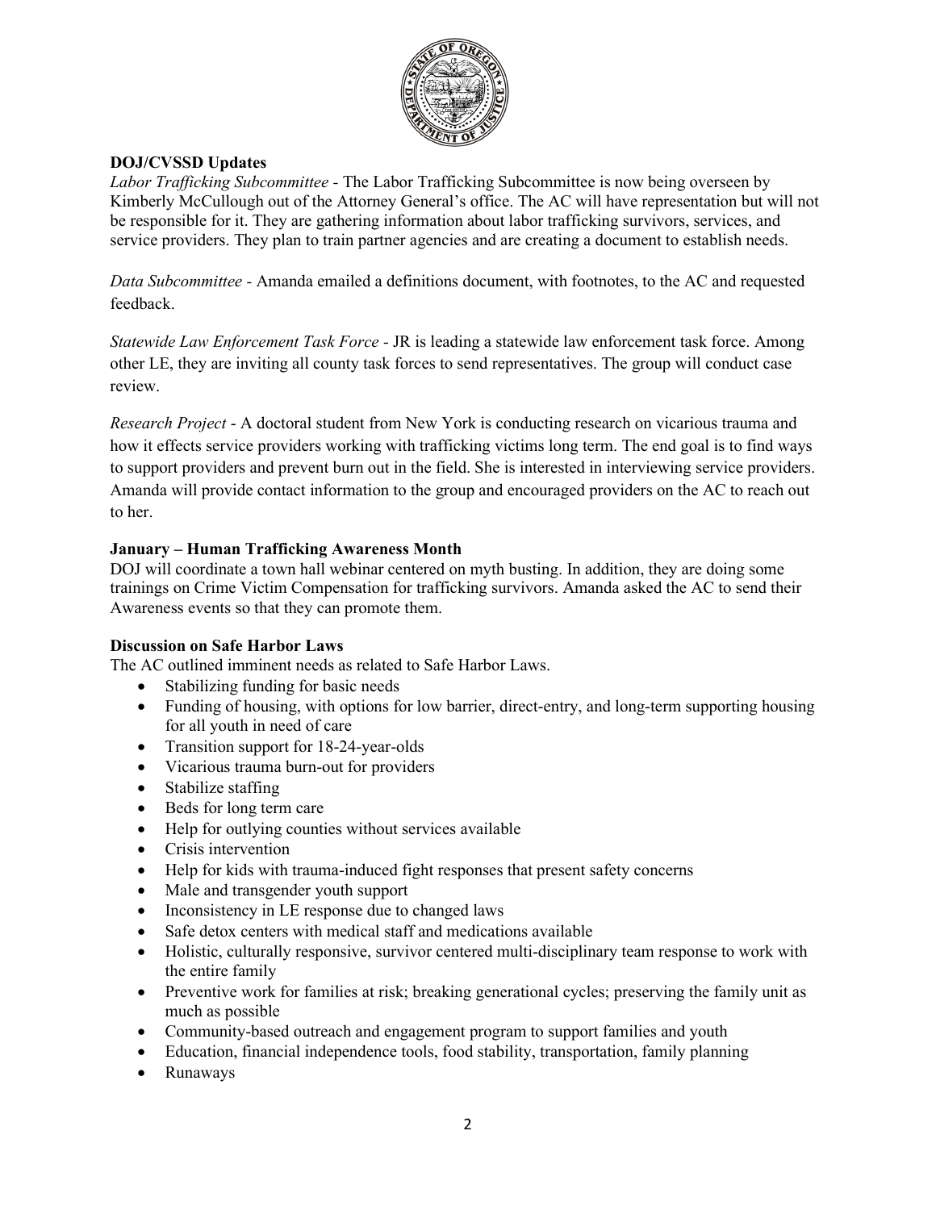**DOJ/CVSSD Updates**

*Labor Trafficking Subcommittee* - The Labor Trafficking Subcommittee is now being overseen by Kimberly McCullough out of the Attorney General's office. The AC will have representation but will not be responsible for it. They are gathering information about labor trafficking survivors, services, and service providers. They plan to train partner agencies and are creating a document to establish needs.

*Data Subcommittee* - Amanda emailed a definitions document, with footnotes, to the AC and requested feedback.

*Statewide Law Enforcement Task Force* - JR is leading a statewide law enforcement task force. Among other LE, they are inviting all county task forces to send representatives. The group will conduct case review.

*Research Project* - A doctoral student from New York is conducting research on vicarious trauma and how it effects service providers working with trafficking victims long term. The end goal is to find ways to support providers and prevent burn out in the field. She is interested in interviewing service providers. Amanda will provide contact information to the group and encouraged providers on the AC to reach out to her.

**January – Human Trafficking Awareness Month**

DOJ will coordinate a town hall webinar centered on myth busting. In addition, they are doing some trainings on Crime Victim Compensation for trafficking survivors. Amanda asked the AC to send their Awareness events so that they can promote them.

**Discussion on Safe Harbor Laws**

The AC outlined imminent needs as related to Safe Harbor Laws.

- Stabilizing funding for basic needs
- Funding of housing, with options for low barrier, direct-entry, and long-term supporting housing for all youth in need of care
- Transition support for 18-24-year-olds
- Vicarious trauma burn-out for providers
- Stabilize staffing
- Beds for long term care
- Help for outlying counties without services available
- Crisis intervention
- Help for kids with trauma-induced fight responses that present safety concerns
- Male and transgender youth support
- Inconsistency in LE response due to changed laws
- Safe detox centers with medical staff and medications available
- Holistic, culturally responsive, survivor centered multi-disciplinary team response to work with the entire family
- Preventive work for families at risk; breaking generational cycles; preserving the family unit as much as possible
- Community-based outreach and engagement program to support families and youth
- Education, financial independence tools, food stability, transportation, family planning
- Runaways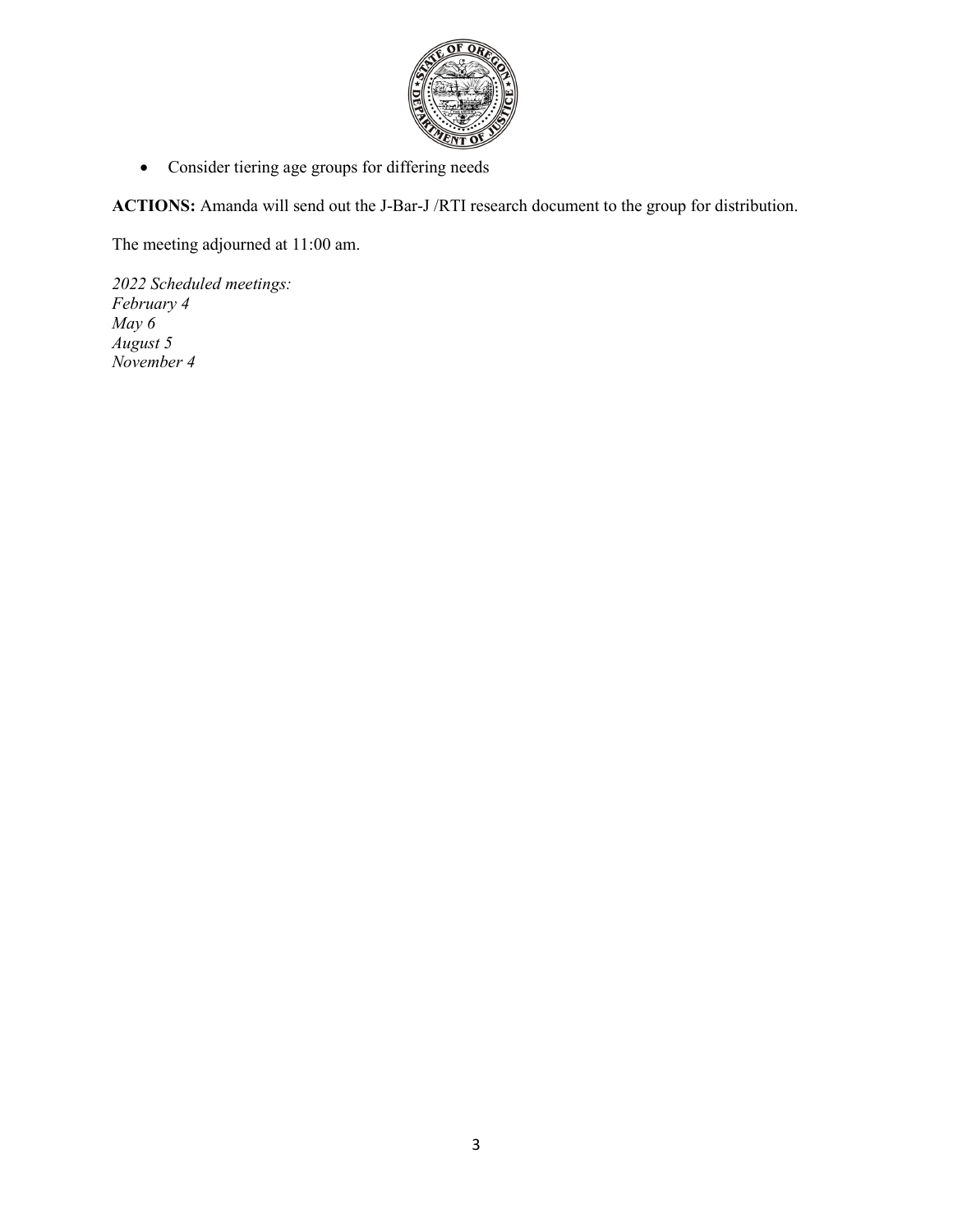- Consider tiering age groups for differing needs

**ACTIONS:** Amanda will send out the J-Bar-J /RTI research document to the group for distribution.

The meeting adjourned at 11:00 am.

*2022 Scheduled meetings:*
*February 4*
*May 6*
*August 5*
*November 4*